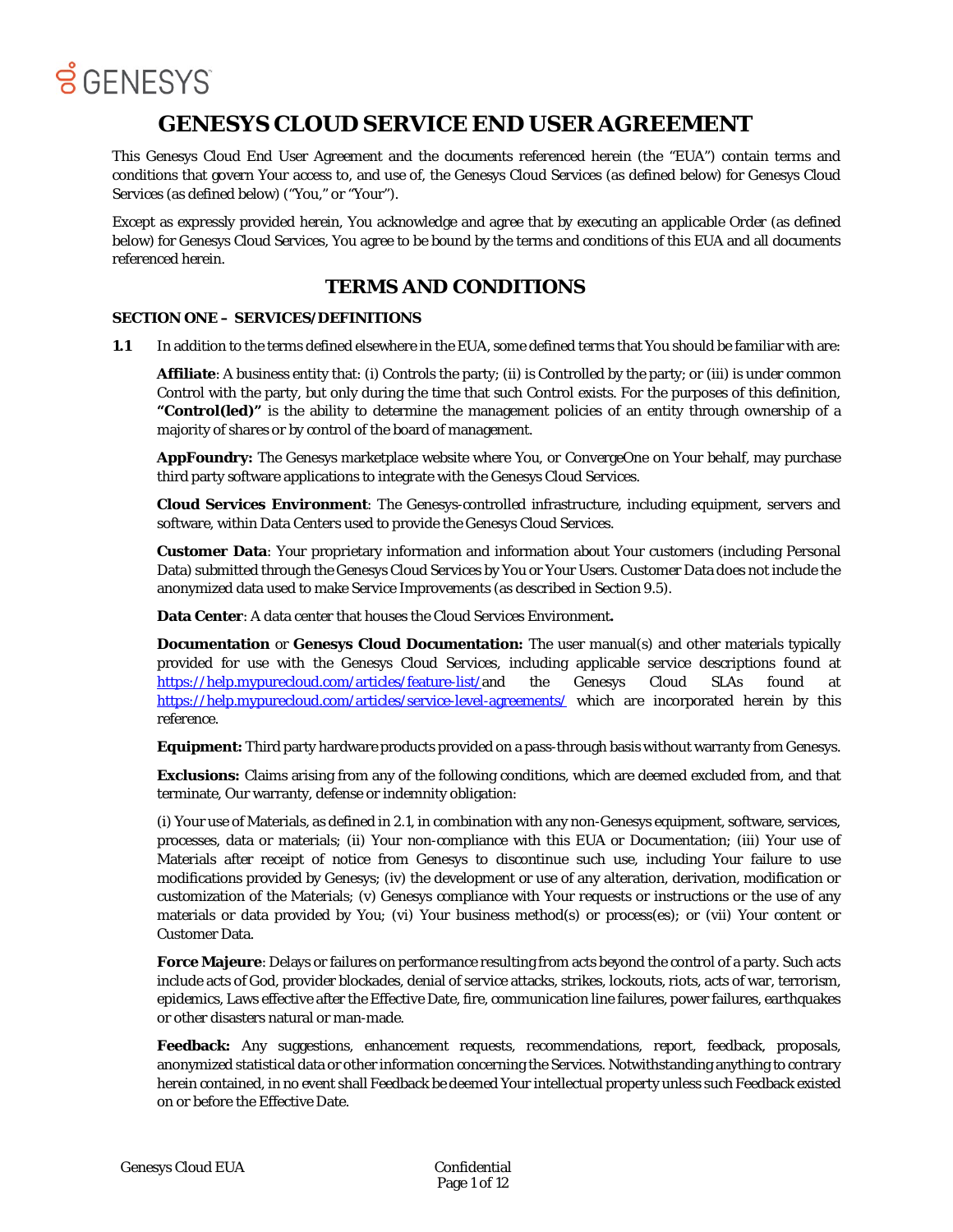# GENESYS CLOUD SERVICE END USER AGREEMENT

This Genesys Cloud End User Agreement and the documents referenced herein (the "EUA") contain terms and conditions that govern Your access to, and use of, the Genesys Cloud Services (as defined below) for Genesys Cloud Services (as defined below) ("You," or "Your").

Except as expressly provided herein, You acknowledge and agree that by executing an applicable Order (as defined below) for Genesys Cloud Services, You agree to be bound by the terms and conditions of this EUA and all documents referenced herein.

## TERMS AND CONDITIONS

### SECTION ONE – SERVICES/DEFINITIONS

**1.1** In addition to the terms defined elsewhere in the EUA, some defined terms that You should be familiar with are:

**Affiliate**: A business entity that: (i) Controls the party; (ii) is Controlled by the party; or (iii) is under common Control with the party, but only during the time that such Control exists. For the purposes of this definition, **"Control(led)"** is the ability to determine the management policies of an entity through ownership of a majority of shares or by control of the board of management.

**AppFoundry:** The Genesys marketplace website where You, or ConvergeOne on Your behalf, may purchase third party software applications to integrate with the Genesys Cloud Services.

**Cloud Services Environment**: The Genesys-controlled infrastructure, including equipment, servers and software, within Data Centers used to provide the Genesys Cloud Services.

**Customer Data**: Your proprietary information and information about Your customers (including Personal Data) submitted through the Genesys Cloud Services by You or Your Users. Customer Data does not include the anonymized data used to make Service Improvements (as described in Section 9.5).

**Data Center**: A data center that houses the Cloud Services Environment**.**

**Documentation** or **Genesys Cloud Documentation:** The user manual(s) and other materials typically provided for use with the Genesys Cloud Services, including applicable service descriptions found at https://help.mypurecloud.com/articles/feature-list/ and the Genesys Cloud SLAs found at https://help.mypurecloud.com/articles/service-level-agreements/ which are incorporated herein by this reference.

**Equipment:** Third party hardware products provided on a pass-through basis without warranty from Genesys.

**Exclusions:** Claims arising from any of the following conditions, which are deemed excluded from, and that terminate, Our warranty, defense or indemnity obligation:

(i) Your use of Materials, as defined in 2.1, in combination with any non-Genesys equipment, software, services, processes, data or materials; (ii) Your non-compliance with this EUA or Documentation; (iii) Your use of Materials after receipt of notice from Genesys to discontinue such use, including Your failure to use modifications provided by Genesys; (iv) the development or use of any alteration, derivation, modification or customization of the Materials; (v) Genesys compliance with Your requests or instructions or the use of any materials or data provided by You; (vi) Your business method(s) or process(es); or (vii) Your content or Customer Data.

**Force Majeure**: Delays or failures on performance resulting from acts beyond the control of a party. Such acts include acts of God, provider blockades, denial of service attacks, strikes, lockouts, riots, acts of war, terrorism, epidemics, Laws effective after the Effective Date, fire, communication line failures, power failures, earthquakes or other disasters natural or man-made.

**Feedback:** Any suggestions, enhancement requests, recommendations, report, feedback, proposals, anonymized statistical data or other information concerning the Services. Notwithstanding anything to contrary herein contained, in no event shall Feedback be deemed Your intellectual property unless such Feedback existed on or before the Effective Date.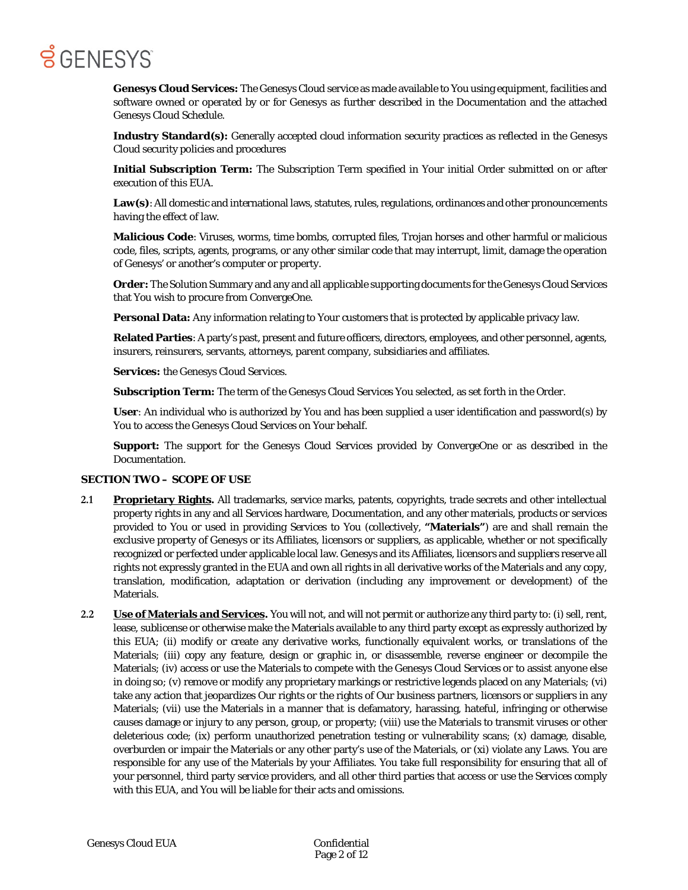**Genesys Cloud Services:** The Genesys Cloud service as made available to You using equipment, facilities and software owned or operated by or for Genesys as further described in the Documentation and the attached Genesys Cloud Schedule.

**Industry Standard(s):** Generally accepted cloud information security practices as reflected in the Genesys Cloud security policies and procedures

**Initial Subscription Term:** The Subscription Term specified in Your initial Order submitted on or after execution of this EUA.

**Law(s)**: All domestic and international laws, statutes, rules, regulations, ordinances and other pronouncements having the effect of law.

**Malicious Code**: Viruses, worms, time bombs, corrupted files, Trojan horses and other harmful or malicious code, files, scripts, agents, programs, or any other similar code that may interrupt, limit, damage the operation of Genesys' or another's computer or property.

**Order:** The Solution Summary and any and all applicable supporting documents for the Genesys Cloud Services that You wish to procure from ConvergeOne.

**Personal Data:** Any information relating to Your customers that is protected by applicable privacy law.

**Related Parties**: A party's past, present and future officers, directors, employees, and other personnel, agents, insurers, reinsurers, servants, attorneys, parent company, subsidiaries and affiliates.

**Services:** the Genesys Cloud Services.

**Subscription Term:** The term of the Genesys Cloud Services You selected, as set forth in the Order.

**User**: An individual who is authorized by You and has been supplied a user identification and password(s) by You to access the Genesys Cloud Services on Your behalf.

**Support:** The support for the Genesys Cloud Services provided by ConvergeOne or as described in the Documentation.

**SECTION TWO – SCOPE OF USE**

**2.1** **Proprietary Rights.** All trademarks, service marks, patents, copyrights, trade secrets and other intellectual property rights in any and all Services hardware, Documentation, and any other materials, products or services provided to You or used in providing Services to You (collectively, **"Materials"**) are and shall remain the exclusive property of Genesys or its Affiliates, licensors or suppliers, as applicable, whether or not specifically recognized or perfected under applicable local law. Genesys and its Affiliates, licensors and suppliers reserve all rights not expressly granted in the EUA and own all rights in all derivative works of the Materials and any copy, translation, modification, adaptation or derivation (including any improvement or development) of the Materials.

**2.2** **Use of Materials and Services.** You will not, and will not permit or authorize any third party to: (i) sell, rent, lease, sublicense or otherwise make the Materials available to any third party except as expressly authorized by this EUA; (ii) modify or create any derivative works, functionally equivalent works, or translations of the Materials; (iii) copy any feature, design or graphic in, or disassemble, reverse engineer or decompile the Materials; (iv) access or use the Materials to compete with the Genesys Cloud Services or to assist anyone else in doing so; (v) remove or modify any proprietary markings or restrictive legends placed on any Materials; (vi) take any action that jeopardizes Our rights or the rights of Our business partners, licensors or suppliers in any Materials; (vii) use the Materials in a manner that is defamatory, harassing, hateful, infringing or otherwise causes damage or injury to any person, group, or property; (viii) use the Materials to transmit viruses or other deleterious code; (ix) perform unauthorized penetration testing or vulnerability scans; (x) damage, disable, overburden or impair the Materials or any other party's use of the Materials, or (xi) violate any Laws. You are responsible for any use of the Materials by your Affiliates. You take full responsibility for ensuring that all of your personnel, third party service providers, and all other third parties that access or use the Services comply with this EUA, and You will be liable for their acts and omissions.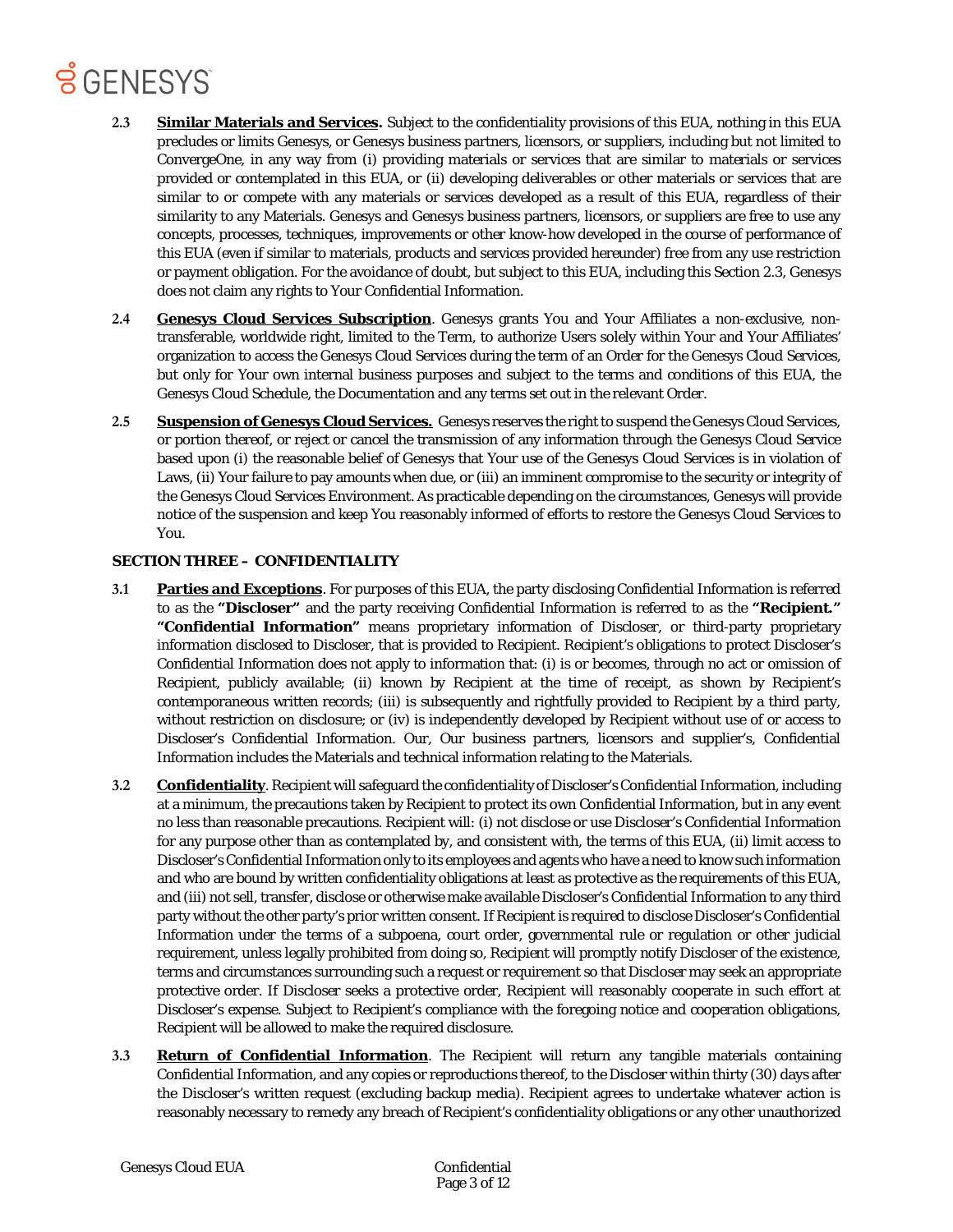**2.3** **Similar Materials and Services.** Subject to the confidentiality provisions of this EUA, nothing in this EUA precludes or limits Genesys, or Genesys business partners, licensors, or suppliers, including but not limited to ConvergeOne, in any way from (i) providing materials or services that are similar to materials or services provided or contemplated in this EUA, or (ii) developing deliverables or other materials or services that are similar to or compete with any materials or services developed as a result of this EUA, regardless of their similarity to any Materials. Genesys and Genesys business partners, licensors, or suppliers are free to use any concepts, processes, techniques, improvements or other know-how developed in the course of performance of this EUA (even if similar to materials, products and services provided hereunder) free from any use restriction or payment obligation. For the avoidance of doubt, but subject to this EUA, including this Section 2.3, Genesys does not claim any rights to Your Confidential Information.

**2.4** **Genesys Cloud Services Subscription**. Genesys grants You and Your Affiliates a non-exclusive, non-transferable, worldwide right, limited to the Term, to authorize Users solely within Your and Your Affiliates' organization to access the Genesys Cloud Services during the term of an Order for the Genesys Cloud Services, but only for Your own internal business purposes and subject to the terms and conditions of this EUA, the Genesys Cloud Schedule, the Documentation and any terms set out in the relevant Order.

**2.5** **Suspension of Genesys Cloud Services.** Genesys reserves the right to suspend the Genesys Cloud Services, or portion thereof, or reject or cancel the transmission of any information through the Genesys Cloud Service based upon (i) the reasonable belief of Genesys that Your use of the Genesys Cloud Services is in violation of Laws, (ii) Your failure to pay amounts when due, or (iii) an imminent compromise to the security or integrity of the Genesys Cloud Services Environment. As practicable depending on the circumstances, Genesys will provide notice of the suspension and keep You reasonably informed of efforts to restore the Genesys Cloud Services to You.

## SECTION THREE – CONFIDENTIALITY

**3.1** **Parties and Exceptions**. For purposes of this EUA, the party disclosing Confidential Information is referred to as the **"Discloser"** and the party receiving Confidential Information is referred to as the **"Recipient." "Confidential Information"** means proprietary information of Discloser, or third-party proprietary information disclosed to Discloser, that is provided to Recipient. Recipient's obligations to protect Discloser's Confidential Information does not apply to information that: (i) is or becomes, through no act or omission of Recipient, publicly available; (ii) known by Recipient at the time of receipt, as shown by Recipient's contemporaneous written records; (iii) is subsequently and rightfully provided to Recipient by a third party, without restriction on disclosure; or (iv) is independently developed by Recipient without use of or access to Discloser's Confidential Information. Our, Our business partners, licensors and supplier's, Confidential Information includes the Materials and technical information relating to the Materials.

**3.2** **Confidentiality**. Recipient will safeguard the confidentiality of Discloser's Confidential Information, including at a minimum, the precautions taken by Recipient to protect its own Confidential Information, but in any event no less than reasonable precautions. Recipient will: (i) not disclose or use Discloser's Confidential Information for any purpose other than as contemplated by, and consistent with, the terms of this EUA, (ii) limit access to Discloser's Confidential Information only to its employees and agents who have a need to know such information and who are bound by written confidentiality obligations at least as protective as the requirements of this EUA, and (iii) not sell, transfer, disclose or otherwise make available Discloser's Confidential Information to any third party without the other party's prior written consent. If Recipient is required to disclose Discloser's Confidential Information under the terms of a subpoena, court order, governmental rule or regulation or other judicial requirement, unless legally prohibited from doing so, Recipient will promptly notify Discloser of the existence, terms and circumstances surrounding such a request or requirement so that Discloser may seek an appropriate protective order. If Discloser seeks a protective order, Recipient will reasonably cooperate in such effort at Discloser's expense. Subject to Recipient's compliance with the foregoing notice and cooperation obligations, Recipient will be allowed to make the required disclosure.

**3.3** **Return of Confidential Information**. The Recipient will return any tangible materials containing Confidential Information, and any copies or reproductions thereof, to the Discloser within thirty (30) days after the Discloser's written request (excluding backup media). Recipient agrees to undertake whatever action is reasonably necessary to remedy any breach of Recipient's confidentiality obligations or any other unauthorized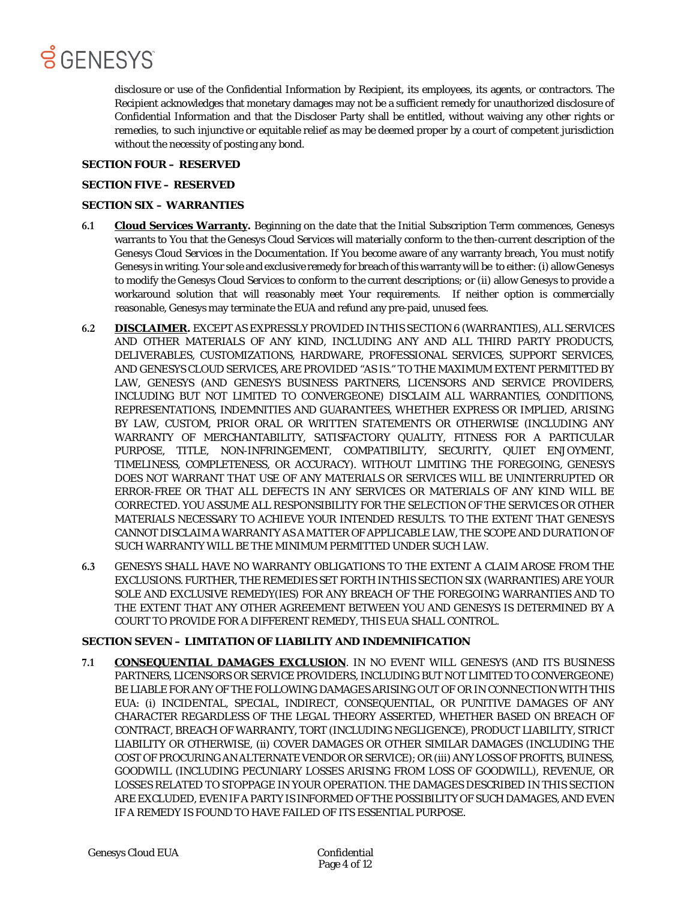disclosure or use of the Confidential Information by Recipient, its employees, its agents, or contractors. The Recipient acknowledges that monetary damages may not be a sufficient remedy for unauthorized disclosure of Confidential Information and that the Discloser Party shall be entitled, without waiving any other rights or remedies, to such injunctive or equitable relief as may be deemed proper by a court of competent jurisdiction without the necessity of posting any bond.

**SECTION FOUR – RESERVED**

**SECTION FIVE – RESERVED**

**SECTION SIX – WARRANTIES**

**6.1** **Cloud Services Warranty.** Beginning on the date that the Initial Subscription Term commences, Genesys warrants to You that the Genesys Cloud Services will materially conform to the then-current description of the Genesys Cloud Services in the Documentation. If You become aware of any warranty breach, You must notify Genesys in writing. Your sole and exclusive remedy for breach of this warranty will be to either: (i) allow Genesys to modify the Genesys Cloud Services to conform to the current descriptions; or (ii) allow Genesys to provide a workaround solution that will reasonably meet Your requirements. If neither option is commercially reasonable, Genesys may terminate the EUA and refund any pre-paid, unused fees.

**6.2** **DISCLAIMER.** EXCEPT AS EXPRESSLY PROVIDED IN THIS SECTION 6 (WARRANTIES), ALL SERVICES AND OTHER MATERIALS OF ANY KIND, INCLUDING ANY AND ALL THIRD PARTY PRODUCTS, DELIVERABLES, CUSTOMIZATIONS, HARDWARE, PROFESSIONAL SERVICES, SUPPORT SERVICES, AND GENESYS CLOUD SERVICES, ARE PROVIDED "AS IS." TO THE MAXIMUM EXTENT PERMITTED BY LAW, GENESYS (AND GENESYS BUSINESS PARTNERS, LICENSORS AND SERVICE PROVIDERS, INCLUDING BUT NOT LIMITED TO CONVERGEONE) DISCLAIM ALL WARRANTIES, CONDITIONS, REPRESENTATIONS, INDEMNITIES AND GUARANTEES, WHETHER EXPRESS OR IMPLIED, ARISING BY LAW, CUSTOM, PRIOR ORAL OR WRITTEN STATEMENTS OR OTHERWISE (INCLUDING ANY WARRANTY OF MERCHANTABILITY, SATISFACTORY QUALITY, FITNESS FOR A PARTICULAR PURPOSE, TITLE, NON-INFRINGEMENT, COMPATIBILITY, SECURITY, QUIET ENJOYMENT, TIMELINESS, COMPLETENESS, OR ACCURACY). WITHOUT LIMITING THE FOREGOING, GENESYS DOES NOT WARRANT THAT USE OF ANY MATERIALS OR SERVICES WILL BE UNINTERRUPTED OR ERROR-FREE OR THAT ALL DEFECTS IN ANY SERVICES OR MATERIALS OF ANY KIND WILL BE CORRECTED. YOU ASSUME ALL RESPONSIBILITY FOR THE SELECTION OF THE SERVICES OR OTHER MATERIALS NECESSARY TO ACHIEVE YOUR INTENDED RESULTS. TO THE EXTENT THAT GENESYS CANNOT DISCLAIM A WARRANTY AS A MATTER OF APPLICABLE LAW, THE SCOPE AND DURATION OF SUCH WARRANTY WILL BE THE MINIMUM PERMITTED UNDER SUCH LAW.

**6.3** GENESYS SHALL HAVE NO WARRANTY OBLIGATIONS TO THE EXTENT A CLAIM AROSE FROM THE EXCLUSIONS. FURTHER, THE REMEDIES SET FORTH IN THIS SECTION SIX (WARRANTIES) ARE YOUR SOLE AND EXCLUSIVE REMEDY(IES) FOR ANY BREACH OF THE FOREGOING WARRANTIES AND TO THE EXTENT THAT ANY OTHER AGREEMENT BETWEEN YOU AND GENESYS IS DETERMINED BY A COURT TO PROVIDE FOR A DIFFERENT REMEDY, THIS EUA SHALL CONTROL.

**SECTION SEVEN – LIMITATION OF LIABILITY AND INDEMNIFICATION**

**7.1** **CONSEQUENTIAL DAMAGES EXCLUSION**. IN NO EVENT WILL GENESYS (AND ITS BUSINESS PARTNERS, LICENSORS OR SERVICE PROVIDERS, INCLUDING BUT NOT LIMITED TO CONVERGEONE) BE LIABLE FOR ANY OF THE FOLLOWING DAMAGES ARISING OUT OF OR IN CONNECTION WITH THIS EUA: (i) INCIDENTAL, SPECIAL, INDIRECT, CONSEQUENTIAL, OR PUNITIVE DAMAGES OF ANY CHARACTER REGARDLESS OF THE LEGAL THEORY ASSERTED, WHETHER BASED ON BREACH OF CONTRACT, BREACH OF WARRANTY, TORT (INCLUDING NEGLIGENCE), PRODUCT LIABILITY, STRICT LIABILITY OR OTHERWISE, (ii) COVER DAMAGES OR OTHER SIMILAR DAMAGES (INCLUDING THE COST OF PROCURING AN ALTERNATE VENDOR OR SERVICE); OR (iii) ANY LOSS OF PROFITS, BUINESS, GOODWILL (INCLUDING PECUNIARY LOSSES ARISING FROM LOSS OF GOODWILL), REVENUE, OR LOSSES RELATED TO STOPPAGE IN YOUR OPERATION. THE DAMAGES DESCRIBED IN THIS SECTION ARE EXCLUDED, EVEN IF A PARTY IS INFORMED OF THE POSSIBILITY OF SUCH DAMAGES, AND EVEN IF A REMEDY IS FOUND TO HAVE FAILED OF ITS ESSENTIAL PURPOSE.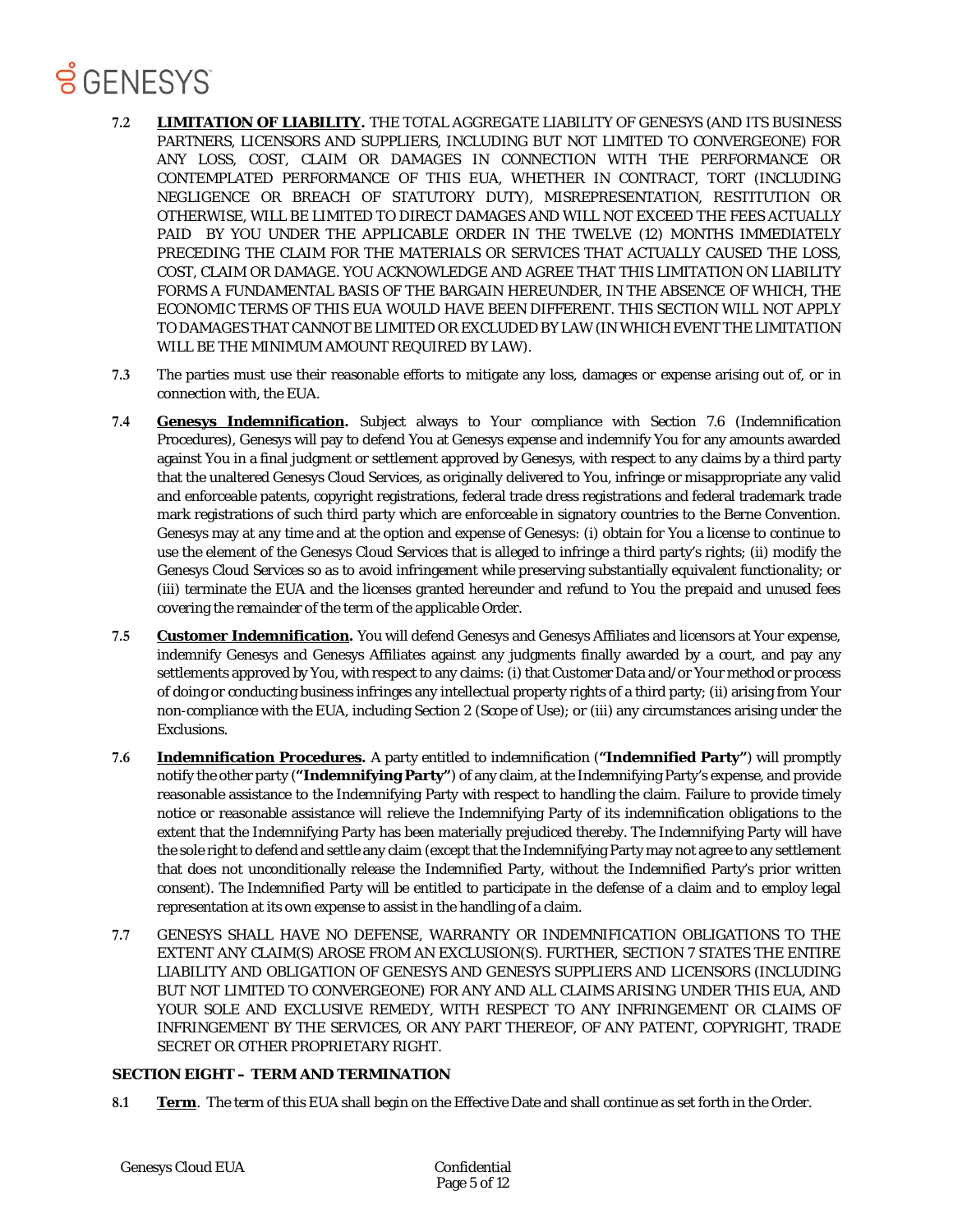**7.2** **LIMITATION OF LIABILITY.** THE TOTAL AGGREGATE LIABILITY OF GENESYS (AND ITS BUSINESS PARTNERS, LICENSORS AND SUPPLIERS, INCLUDING BUT NOT LIMITED TO CONVERGEONE) FOR ANY LOSS, COST, CLAIM OR DAMAGES IN CONNECTION WITH THE PERFORMANCE OR CONTEMPLATED PERFORMANCE OF THIS EUA, WHETHER IN CONTRACT, TORT (INCLUDING NEGLIGENCE OR BREACH OF STATUTORY DUTY), MISREPRESENTATION, RESTITUTION OR OTHERWISE, WILL BE LIMITED TO DIRECT DAMAGES AND WILL NOT EXCEED THE FEES ACTUALLY PAID BY YOU UNDER THE APPLICABLE ORDER IN THE TWELVE (12) MONTHS IMMEDIATELY PRECEDING THE CLAIM FOR THE MATERIALS OR SERVICES THAT ACTUALLY CAUSED THE LOSS, COST, CLAIM OR DAMAGE. YOU ACKNOWLEDGE AND AGREE THAT THIS LIMITATION ON LIABILITY FORMS A FUNDAMENTAL BASIS OF THE BARGAIN HEREUNDER, IN THE ABSENCE OF WHICH, THE ECONOMIC TERMS OF THIS EUA WOULD HAVE BEEN DIFFERENT. THIS SECTION WILL NOT APPLY TO DAMAGES THAT CANNOT BE LIMITED OR EXCLUDED BY LAW (IN WHICH EVENT THE LIMITATION WILL BE THE MINIMUM AMOUNT REQUIRED BY LAW).

**7.3** The parties must use their reasonable efforts to mitigate any loss, damages or expense arising out of, or in connection with, the EUA.

**7.4** **Genesys Indemnification.** Subject always to Your compliance with Section 7.6 (Indemnification Procedures), Genesys will pay to defend You at Genesys expense and indemnify You for any amounts awarded against You in a final judgment or settlement approved by Genesys, with respect to any claims by a third party that the unaltered Genesys Cloud Services, as originally delivered to You, infringe or misappropriate any valid and enforceable patents, copyright registrations, federal trade dress registrations and federal trademark trade mark registrations of such third party which are enforceable in signatory countries to the Berne Convention. Genesys may at any time and at the option and expense of Genesys: (i) obtain for You a license to continue to use the element of the Genesys Cloud Services that is alleged to infringe a third party's rights; (ii) modify the Genesys Cloud Services so as to avoid infringement while preserving substantially equivalent functionality; or (iii) terminate the EUA and the licenses granted hereunder and refund to You the prepaid and unused fees covering the remainder of the term of the applicable Order.

**7.5** **Customer Indemnification.** You will defend Genesys and Genesys Affiliates and licensors at Your expense, indemnify Genesys and Genesys Affiliates against any judgments finally awarded by a court, and pay any settlements approved by You, with respect to any claims: (i) that Customer Data and/or Your method or process of doing or conducting business infringes any intellectual property rights of a third party; (ii) arising from Your non-compliance with the EUA, including Section 2 (Scope of Use); or (iii) any circumstances arising under the Exclusions.

**7.6** **Indemnification Procedures.** A party entitled to indemnification (**"Indemnified Party"**) will promptly notify the other party (**"Indemnifying Party"**) of any claim, at the Indemnifying Party's expense, and provide reasonable assistance to the Indemnifying Party with respect to handling the claim. Failure to provide timely notice or reasonable assistance will relieve the Indemnifying Party of its indemnification obligations to the extent that the Indemnifying Party has been materially prejudiced thereby. The Indemnifying Party will have the sole right to defend and settle any claim (except that the Indemnifying Party may not agree to any settlement that does not unconditionally release the Indemnified Party, without the Indemnified Party's prior written consent). The Indemnified Party will be entitled to participate in the defense of a claim and to employ legal representation at its own expense to assist in the handling of a claim.

**7.7** GENESYS SHALL HAVE NO DEFENSE, WARRANTY OR INDEMNIFICATION OBLIGATIONS TO THE EXTENT ANY CLAIM(S) AROSE FROM AN EXCLUSION(S). FURTHER, SECTION 7 STATES THE ENTIRE LIABILITY AND OBLIGATION OF GENESYS AND GENESYS SUPPLIERS AND LICENSORS (INCLUDING BUT NOT LIMITED TO CONVERGEONE) FOR ANY AND ALL CLAIMS ARISING UNDER THIS EUA, AND YOUR SOLE AND EXCLUSIVE REMEDY, WITH RESPECT TO ANY INFRINGEMENT OR CLAIMS OF INFRINGEMENT BY THE SERVICES, OR ANY PART THEREOF, OF ANY PATENT, COPYRIGHT, TRADE SECRET OR OTHER PROPRIETARY RIGHT.

## SECTION EIGHT – TERM AND TERMINATION

**8.1** **Term**. The term of this EUA shall begin on the Effective Date and shall continue as set forth in the Order.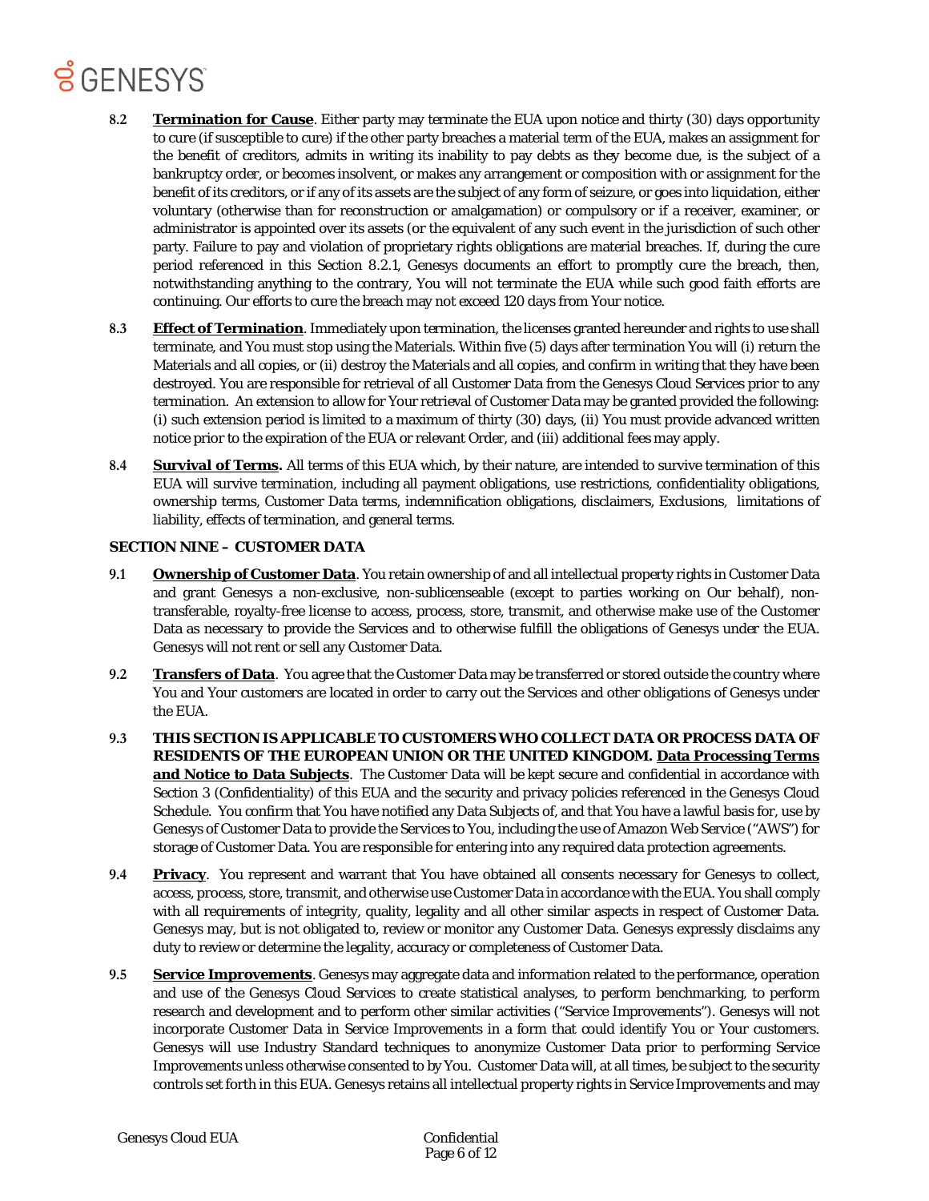**8.2** **Termination for Cause**. Either party may terminate the EUA upon notice and thirty (30) days opportunity to cure (if susceptible to cure) if the other party breaches a material term of the EUA, makes an assignment for the benefit of creditors, admits in writing its inability to pay debts as they become due, is the subject of a bankruptcy order, or becomes insolvent, or makes any arrangement or composition with or assignment for the benefit of its creditors, or if any of its assets are the subject of any form of seizure, or goes into liquidation, either voluntary (otherwise than for reconstruction or amalgamation) or compulsory or if a receiver, examiner, or administrator is appointed over its assets (or the equivalent of any such event in the jurisdiction of such other party. Failure to pay and violation of proprietary rights obligations are material breaches. If, during the cure period referenced in this Section 8.2.1, Genesys documents an effort to promptly cure the breach, then, notwithstanding anything to the contrary, You will not terminate the EUA while such good faith efforts are continuing. Our efforts to cure the breach may not exceed 120 days from Your notice.

**8.3** **Effect of Termination**. Immediately upon termination, the licenses granted hereunder and rights to use shall terminate, and You must stop using the Materials. Within five (5) days after termination You will (i) return the Materials and all copies, or (ii) destroy the Materials and all copies, and confirm in writing that they have been destroyed. You are responsible for retrieval of all Customer Data from the Genesys Cloud Services prior to any termination. An extension to allow for Your retrieval of Customer Data may be granted provided the following: (i) such extension period is limited to a maximum of thirty (30) days, (ii) You must provide advanced written notice prior to the expiration of the EUA or relevant Order, and (iii) additional fees may apply.

**8.4** **Survival of Terms.** All terms of this EUA which, by their nature, are intended to survive termination of this EUA will survive termination, including all payment obligations, use restrictions, confidentiality obligations, ownership terms, Customer Data terms, indemnification obligations, disclaimers, Exclusions, limitations of liability, effects of termination, and general terms.

**SECTION NINE – CUSTOMER DATA**

**9.1** **Ownership of Customer Data**. You retain ownership of and all intellectual property rights in Customer Data and grant Genesys a non-exclusive, non-sublicenseable (except to parties working on Our behalf), non-transferable, royalty-free license to access, process, store, transmit, and otherwise make use of the Customer Data as necessary to provide the Services and to otherwise fulfill the obligations of Genesys under the EUA. Genesys will not rent or sell any Customer Data.

**9.2** **Transfers of Data**. You agree that the Customer Data may be transferred or stored outside the country where You and Your customers are located in order to carry out the Services and other obligations of Genesys under the EUA.

**9.3** **THIS SECTION IS APPLICABLE TO CUSTOMERS WHO COLLECT DATA OR PROCESS DATA OF RESIDENTS OF THE EUROPEAN UNION OR THE UNITED KINGDOM. Data Processing Terms and Notice to Data Subjects**. The Customer Data will be kept secure and confidential in accordance with Section 3 (Confidentiality) of this EUA and the security and privacy policies referenced in the Genesys Cloud Schedule. You confirm that You have notified any Data Subjects of, and that You have a lawful basis for, use by Genesys of Customer Data to provide the Services to You, including the use of Amazon Web Service ("AWS") for storage of Customer Data. You are responsible for entering into any required data protection agreements.

**9.4** **Privacy**. You represent and warrant that You have obtained all consents necessary for Genesys to collect, access, process, store, transmit, and otherwise use Customer Data in accordance with the EUA. You shall comply with all requirements of integrity, quality, legality and all other similar aspects in respect of Customer Data. Genesys may, but is not obligated to, review or monitor any Customer Data. Genesys expressly disclaims any duty to review or determine the legality, accuracy or completeness of Customer Data.

**9.5** **Service Improvements**. Genesys may aggregate data and information related to the performance, operation and use of the Genesys Cloud Services to create statistical analyses, to perform benchmarking, to perform research and development and to perform other similar activities ("Service Improvements"). Genesys will not incorporate Customer Data in Service Improvements in a form that could identify You or Your customers. Genesys will use Industry Standard techniques to anonymize Customer Data prior to performing Service Improvements unless otherwise consented to by You. Customer Data will, at all times, be subject to the security controls set forth in this EUA. Genesys retains all intellectual property rights in Service Improvements and may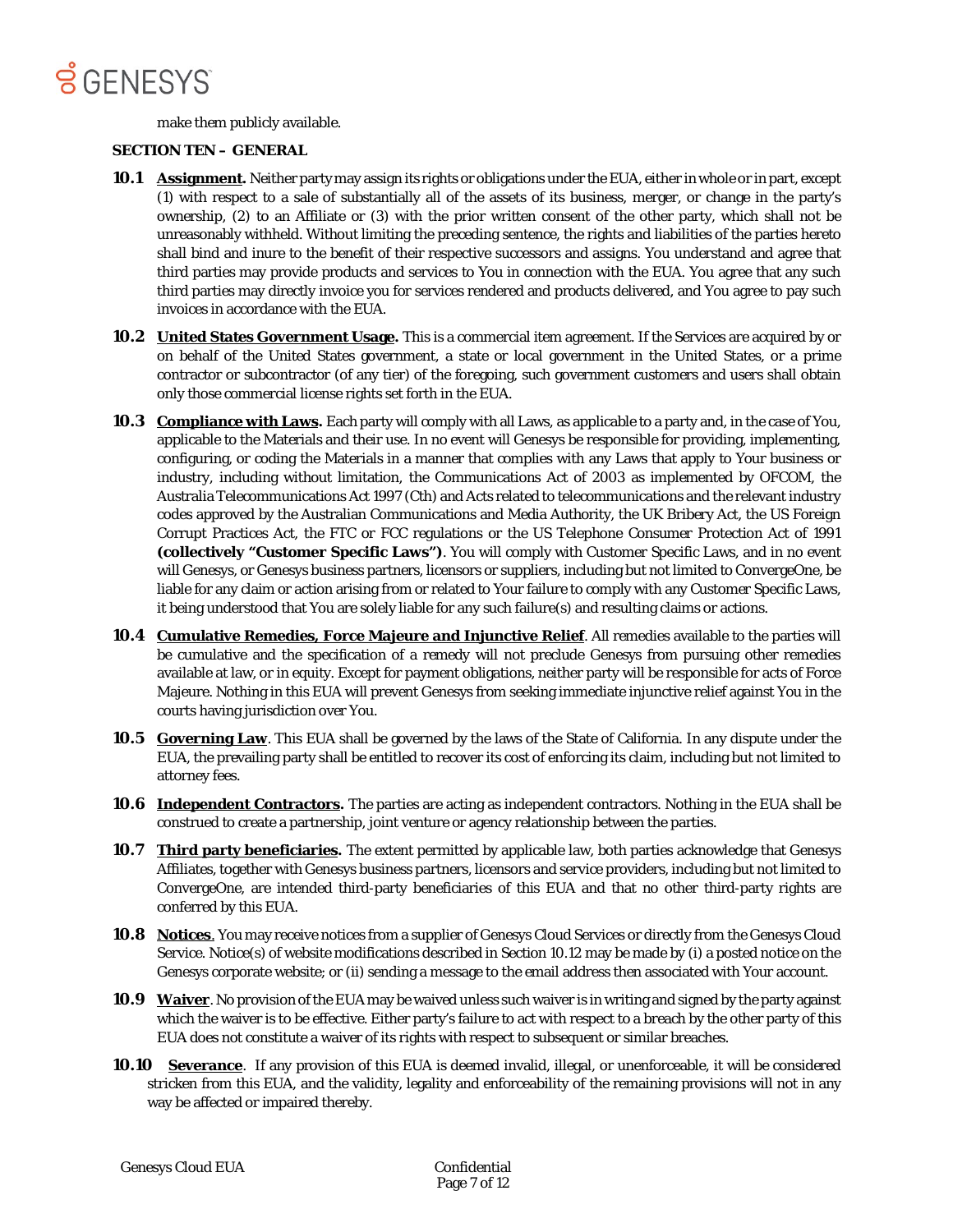make them publicly available.

**SECTION TEN – GENERAL**

**10.1** **Assignment.** Neither party may assign its rights or obligations under the EUA, either in whole or in part, except (1) with respect to a sale of substantially all of the assets of its business, merger, or change in the party's ownership, (2) to an Affiliate or (3) with the prior written consent of the other party, which shall not be unreasonably withheld. Without limiting the preceding sentence, the rights and liabilities of the parties hereto shall bind and inure to the benefit of their respective successors and assigns. You understand and agree that third parties may provide products and services to You in connection with the EUA. You agree that any such third parties may directly invoice you for services rendered and products delivered, and You agree to pay such invoices in accordance with the EUA.

**10.2** **United States Government Usage.** This is a commercial item agreement. If the Services are acquired by or on behalf of the United States government, a state or local government in the United States, or a prime contractor or subcontractor (of any tier) of the foregoing, such government customers and users shall obtain only those commercial license rights set forth in the EUA.

**10.3** **Compliance with Laws.** Each party will comply with all Laws, as applicable to a party and, in the case of You, applicable to the Materials and their use. In no event will Genesys be responsible for providing, implementing, configuring, or coding the Materials in a manner that complies with any Laws that apply to Your business or industry, including without limitation, the Communications Act of 2003 as implemented by OFCOM, the Australia Telecommunications Act 1997 (Cth) and Acts related to telecommunications and the relevant industry codes approved by the Australian Communications and Media Authority, the UK Bribery Act, the US Foreign Corrupt Practices Act, the FTC or FCC regulations or the US Telephone Consumer Protection Act of 1991 **(collectively "Customer Specific Laws")**. You will comply with Customer Specific Laws, and in no event will Genesys, or Genesys business partners, licensors or suppliers, including but not limited to ConvergeOne, be liable for any claim or action arising from or related to Your failure to comply with any Customer Specific Laws, it being understood that You are solely liable for any such failure(s) and resulting claims or actions.

**10.4** **Cumulative Remedies, Force Majeure and Injunctive Relief**. All remedies available to the parties will be cumulative and the specification of a remedy will not preclude Genesys from pursuing other remedies available at law, or in equity. Except for payment obligations, neither party will be responsible for acts of Force Majeure. Nothing in this EUA will prevent Genesys from seeking immediate injunctive relief against You in the courts having jurisdiction over You.

**10.5** **Governing Law**. This EUA shall be governed by the laws of the State of California. In any dispute under the EUA, the prevailing party shall be entitled to recover its cost of enforcing its claim, including but not limited to attorney fees.

**10.6** **Independent Contractors.** The parties are acting as independent contractors. Nothing in the EUA shall be construed to create a partnership, joint venture or agency relationship between the parties.

**10.7** **Third party beneficiaries.** The extent permitted by applicable law, both parties acknowledge that Genesys Affiliates, together with Genesys business partners, licensors and service providers, including but not limited to ConvergeOne, are intended third-party beneficiaries of this EUA and that no other third-party rights are conferred by this EUA.

**10.8** **Notices**. You may receive notices from a supplier of Genesys Cloud Services or directly from the Genesys Cloud Service. Notice(s) of website modifications described in Section 10.12 may be made by (i) a posted notice on the Genesys corporate website; or (ii) sending a message to the email address then associated with Your account.

**10.9** **Waiver**. No provision of the EUA may be waived unless such waiver is in writing and signed by the party against which the waiver is to be effective. Either party's failure to act with respect to a breach by the other party of this EUA does not constitute a waiver of its rights with respect to subsequent or similar breaches.

**10.10** **Severance**. If any provision of this EUA is deemed invalid, illegal, or unenforceable, it will be considered stricken from this EUA, and the validity, legality and enforceability of the remaining provisions will not in any way be affected or impaired thereby.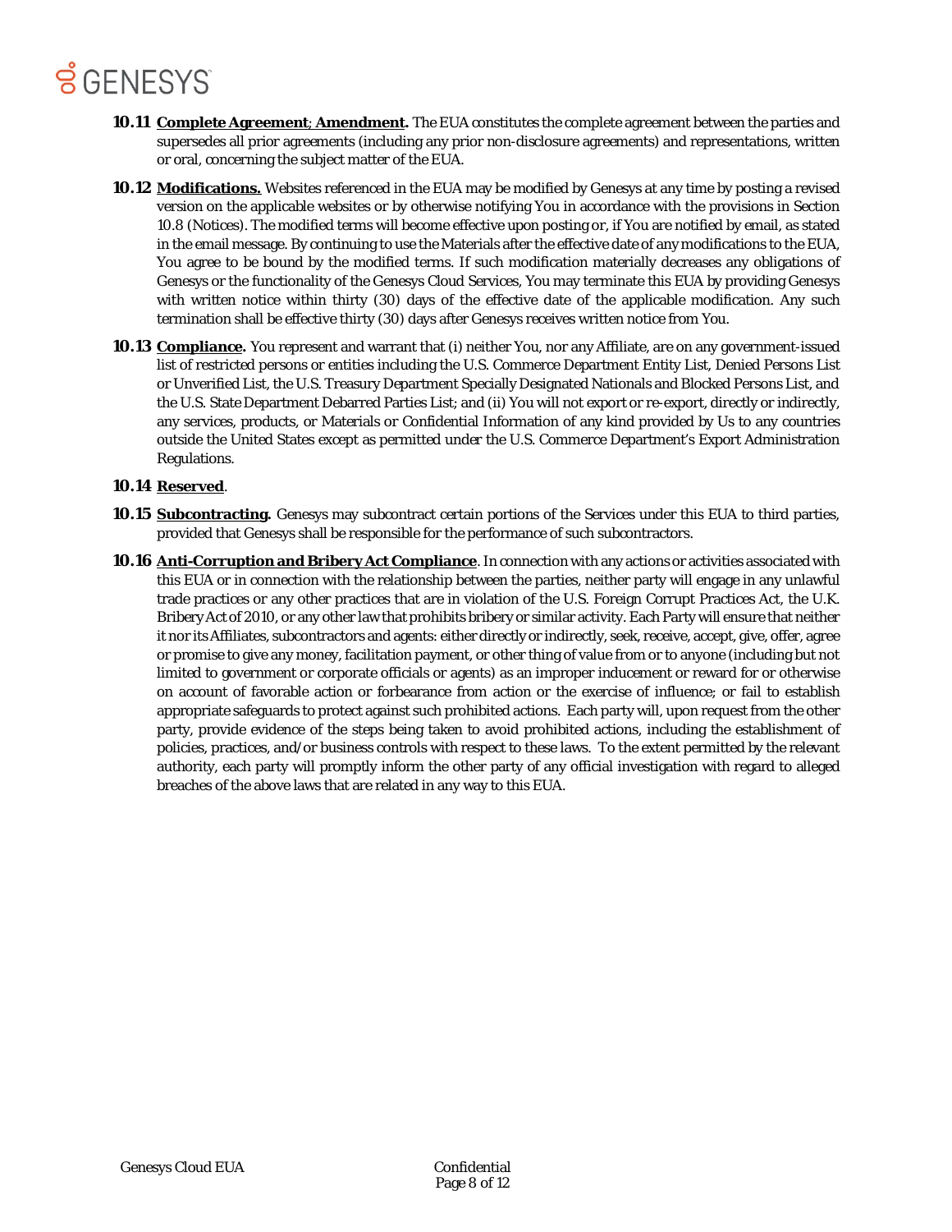**10.11 Complete Agreement; Amendment.** The EUA constitutes the complete agreement between the parties and supersedes all prior agreements (including any prior non-disclosure agreements) and representations, written or oral, concerning the subject matter of the EUA.

**10.12 Modifications.** Websites referenced in the EUA may be modified by Genesys at any time by posting a revised version on the applicable websites or by otherwise notifying You in accordance with the provisions in Section 10.8 (Notices). The modified terms will become effective upon posting or, if You are notified by email, as stated in the email message. By continuing to use the Materials after the effective date of any modifications to the EUA, You agree to be bound by the modified terms. If such modification materially decreases any obligations of Genesys or the functionality of the Genesys Cloud Services, You may terminate this EUA by providing Genesys with written notice within thirty (30) days of the effective date of the applicable modification. Any such termination shall be effective thirty (30) days after Genesys receives written notice from You.

**10.13 Compliance.** You represent and warrant that (i) neither You, nor any Affiliate, are on any government-issued list of restricted persons or entities including the U.S. Commerce Department Entity List, Denied Persons List or Unverified List, the U.S. Treasury Department Specially Designated Nationals and Blocked Persons List, and the U.S. State Department Debarred Parties List; and (ii) You will not export or re-export, directly or indirectly, any services, products, or Materials or Confidential Information of any kind provided by Us to any countries outside the United States except as permitted under the U.S. Commerce Department's Export Administration Regulations.

**10.14 Reserved**.

**10.15 Subcontracting.** Genesys may subcontract certain portions of the Services under this EUA to third parties, provided that Genesys shall be responsible for the performance of such subcontractors.

**10.16 Anti-Corruption and Bribery Act Compliance**. In connection with any actions or activities associated with this EUA or in connection with the relationship between the parties, neither party will engage in any unlawful trade practices or any other practices that are in violation of the U.S. Foreign Corrupt Practices Act, the U.K. Bribery Act of 2010, or any other law that prohibits bribery or similar activity. Each Party will ensure that neither it nor its Affiliates, subcontractors and agents: either directly or indirectly, seek, receive, accept, give, offer, agree or promise to give any money, facilitation payment, or other thing of value from or to anyone (including but not limited to government or corporate officials or agents) as an improper inducement or reward for or otherwise on account of favorable action or forbearance from action or the exercise of influence; or fail to establish appropriate safeguards to protect against such prohibited actions. Each party will, upon request from the other party, provide evidence of the steps being taken to avoid prohibited actions, including the establishment of policies, practices, and/or business controls with respect to these laws. To the extent permitted by the relevant authority, each party will promptly inform the other party of any official investigation with regard to alleged breaches of the above laws that are related in any way to this EUA.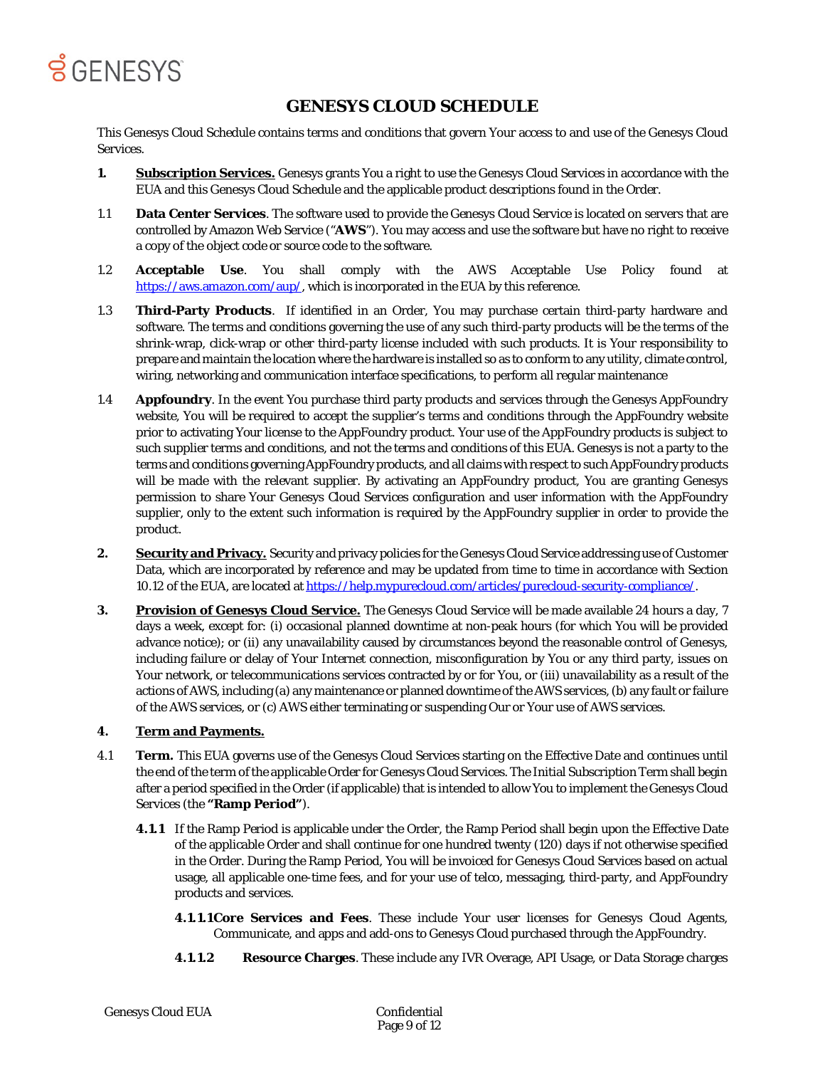# GENESYS CLOUD SCHEDULE

This Genesys Cloud Schedule contains terms and conditions that govern Your access to and use of the Genesys Cloud Services.

**1.** **Subscription Services.** Genesys grants You a right to use the Genesys Cloud Services in accordance with the EUA and this Genesys Cloud Schedule and the applicable product descriptions found in the Order.

1.1 **Data Center Services**. The software used to provide the Genesys Cloud Service is located on servers that are controlled by Amazon Web Service ("**AWS**"). You may access and use the software but have no right to receive a copy of the object code or source code to the software.

1.2 **Acceptable Use**. You shall comply with the AWS Acceptable Use Policy found at https://aws.amazon.com/aup/, which is incorporated in the EUA by this reference.

1.3 **Third-Party Products**. If identified in an Order, You may purchase certain third-party hardware and software. The terms and conditions governing the use of any such third-party products will be the terms of the shrink-wrap, click-wrap or other third-party license included with such products. It is Your responsibility to prepare and maintain the location where the hardware is installed so as to conform to any utility, climate control, wiring, networking and communication interface specifications, to perform all regular maintenance

1.4 **Appfoundry**. In the event You purchase third party products and services through the Genesys AppFoundry website, You will be required to accept the supplier's terms and conditions through the AppFoundry website prior to activating Your license to the AppFoundry product. Your use of the AppFoundry products is subject to such supplier terms and conditions, and not the terms and conditions of this EUA. Genesys is not a party to the terms and conditions governing AppFoundry products, and all claims with respect to such AppFoundry products will be made with the relevant supplier. By activating an AppFoundry product, You are granting Genesys permission to share Your Genesys Cloud Services configuration and user information with the AppFoundry supplier, only to the extent such information is required by the AppFoundry supplier in order to provide the product.

**2.** **Security and Privacy.** Security and privacy policies for the Genesys Cloud Service addressing use of Customer Data, which are incorporated by reference and may be updated from time to time in accordance with Section 10.12 of the EUA, are located at https://help.mypurecloud.com/articles/purecloud-security-compliance/.

**3.** **Provision of Genesys Cloud Service.** The Genesys Cloud Service will be made available 24 hours a day, 7 days a week, except for: (i) occasional planned downtime at non-peak hours (for which You will be provided advance notice); or (ii) any unavailability caused by circumstances beyond the reasonable control of Genesys, including failure or delay of Your Internet connection, misconfiguration by You or any third party, issues on Your network, or telecommunications services contracted by or for You, or (iii) unavailability as a result of the actions of AWS, including (a) any maintenance or planned downtime of the AWS services, (b) any fault or failure of the AWS services, or (c) AWS either terminating or suspending Our or Your use of AWS services.

**4.** **Term and Payments.**

4.1 **Term.** This EUA governs use of the Genesys Cloud Services starting on the Effective Date and continues until the end of the term of the applicable Order for Genesys Cloud Services. The Initial Subscription Term shall begin after a period specified in the Order (if applicable) that is intended to allow You to implement the Genesys Cloud Services (the **"Ramp Period"**).

**4.1.1** If the Ramp Period is applicable under the Order, the Ramp Period shall begin upon the Effective Date of the applicable Order and shall continue for one hundred twenty (120) days if not otherwise specified in the Order. During the Ramp Period, You will be invoiced for Genesys Cloud Services based on actual usage, all applicable one-time fees, and for your use of telco, messaging, third-party, and AppFoundry products and services.

**4.1.1.1** **Core Services and Fees**. These include Your user licenses for Genesys Cloud Agents, Communicate, and apps and add-ons to Genesys Cloud purchased through the AppFoundry.

**4.1.1.2** **Resource Charges**. These include any IVR Overage, API Usage, or Data Storage charges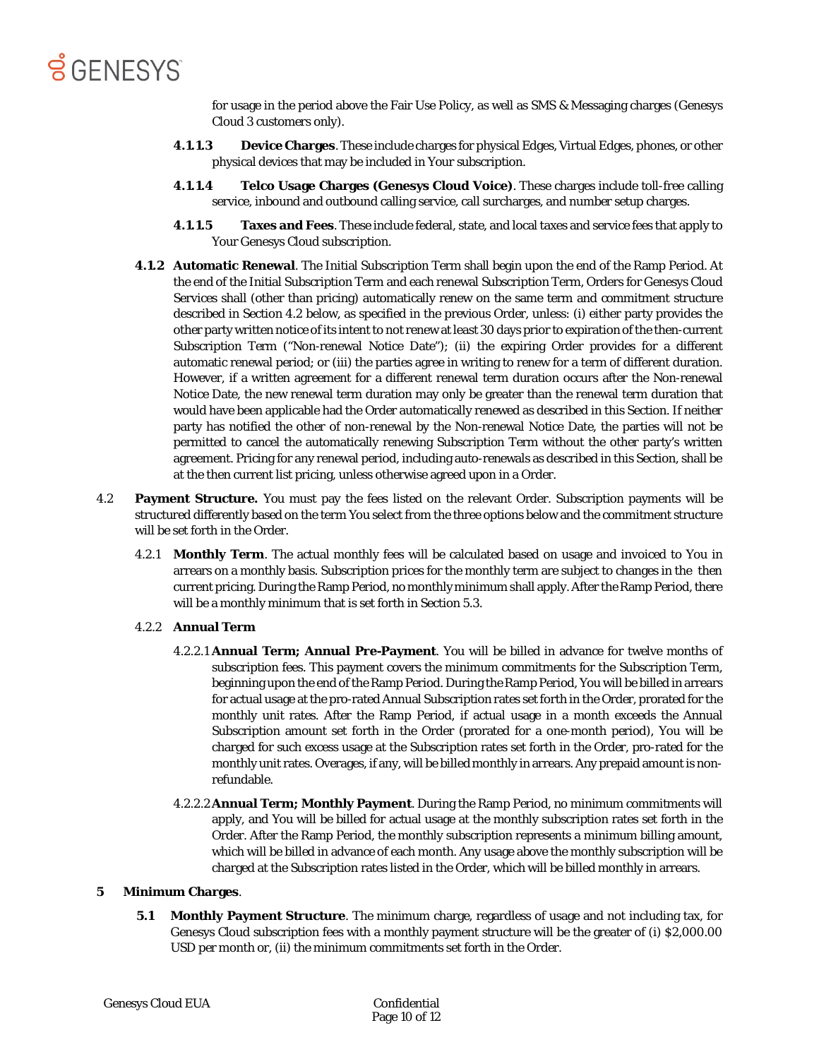for usage in the period above the Fair Use Policy, as well as SMS & Messaging charges (Genesys Cloud 3 customers only).

**4.1.1.3 Device Charges**. These include charges for physical Edges, Virtual Edges, phones, or other physical devices that may be included in Your subscription.

**4.1.1.4 Telco Usage Charges (Genesys Cloud Voice)**. These charges include toll-free calling service, inbound and outbound calling service, call surcharges, and number setup charges.

**4.1.1.5 Taxes and Fees**. These include federal, state, and local taxes and service fees that apply to Your Genesys Cloud subscription.

**4.1.2 Automatic Renewal**. The Initial Subscription Term shall begin upon the end of the Ramp Period. At the end of the Initial Subscription Term and each renewal Subscription Term, Orders for Genesys Cloud Services shall (other than pricing) automatically renew on the same term and commitment structure described in Section 4.2 below, as specified in the previous Order, unless: (i) either party provides the other party written notice of its intent to not renew at least 30 days prior to expiration of the then-current Subscription Term ("Non-renewal Notice Date"); (ii) the expiring Order provides for a different automatic renewal period; or (iii) the parties agree in writing to renew for a term of different duration. However, if a written agreement for a different renewal term duration occurs after the Non-renewal Notice Date, the new renewal term duration may only be greater than the renewal term duration that would have been applicable had the Order automatically renewed as described in this Section. If neither party has notified the other of non-renewal by the Non-renewal Notice Date, the parties will not be permitted to cancel the automatically renewing Subscription Term without the other party's written agreement. Pricing for any renewal period, including auto-renewals as described in this Section, shall be at the then current list pricing, unless otherwise agreed upon in a Order.

4.2 **Payment Structure.** You must pay the fees listed on the relevant Order. Subscription payments will be structured differently based on the term You select from the three options below and the commitment structure will be set forth in the Order.

4.2.1 **Monthly Term**. The actual monthly fees will be calculated based on usage and invoiced to You in arrears on a monthly basis. Subscription prices for the monthly term are subject to changes in the then current pricing. During the Ramp Period, no monthly minimum shall apply. After the Ramp Period, there will be a monthly minimum that is set forth in Section 5.3.

4.2.2 **Annual Term**

4.2.2.1 **Annual Term; Annual Pre-Payment**. You will be billed in advance for twelve months of subscription fees. This payment covers the minimum commitments for the Subscription Term, beginning upon the end of the Ramp Period. During the Ramp Period, You will be billed in arrears for actual usage at the pro-rated Annual Subscription rates set forth in the Order, prorated for the monthly unit rates. After the Ramp Period, if actual usage in a month exceeds the Annual Subscription amount set forth in the Order (prorated for a one-month period), You will be charged for such excess usage at the Subscription rates set forth in the Order, pro-rated for the monthly unit rates. Overages, if any, will be billed monthly in arrears. Any prepaid amount is non-refundable.

4.2.2.2 **Annual Term; Monthly Payment**. During the Ramp Period, no minimum commitments will apply, and You will be billed for actual usage at the monthly subscription rates set forth in the Order. After the Ramp Period, the monthly subscription represents a minimum billing amount, which will be billed in advance of each month. Any usage above the monthly subscription will be charged at the Subscription rates listed in the Order, which will be billed monthly in arrears.

**5 Minimum Charges**.

**5.1 Monthly Payment Structure**. The minimum charge, regardless of usage and not including tax, for Genesys Cloud subscription fees with a monthly payment structure will be the greater of (i) $2,000.00 USD per month or, (ii) the minimum commitments set forth in the Order.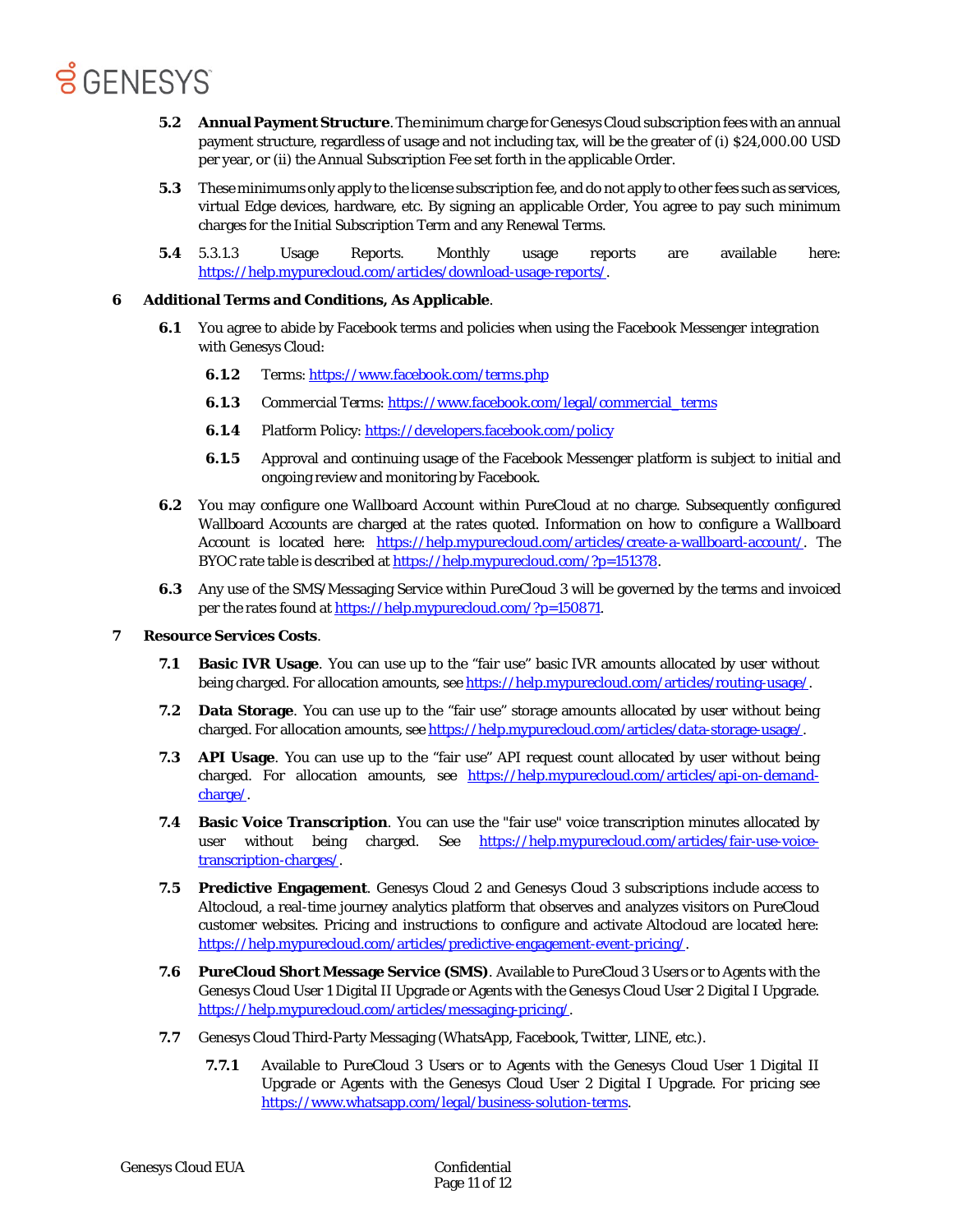**5.2 Annual Payment Structure**. The minimum charge for Genesys Cloud subscription fees with an annual payment structure, regardless of usage and not including tax, will be the greater of (i) $24,000.00 USD per year, or (ii) the Annual Subscription Fee set forth in the applicable Order.

**5.3** These minimums only apply to the license subscription fee, and do not apply to other fees such as services, virtual Edge devices, hardware, etc. By signing an applicable Order, You agree to pay such minimum charges for the Initial Subscription Term and any Renewal Terms.

**5.4** 5.3.1.3 Usage Reports. Monthly usage reports are available here: https://help.mypurecloud.com/articles/download-usage-reports/.

**6 Additional Terms and Conditions, As Applicable**.

**6.1** You agree to abide by Facebook terms and policies when using the Facebook Messenger integration with Genesys Cloud:

**6.1.2** Terms: https://www.facebook.com/terms.php

**6.1.3** Commercial Terms: https://www.facebook.com/legal/commercial_terms

**6.1.4** Platform Policy: https://developers.facebook.com/policy

**6.1.5** Approval and continuing usage of the Facebook Messenger platform is subject to initial and ongoing review and monitoring by Facebook.

**6.2** You may configure one Wallboard Account within PureCloud at no charge. Subsequently configured Wallboard Accounts are charged at the rates quoted. Information on how to configure a Wallboard Account is located here: https://help.mypurecloud.com/articles/create-a-wallboard-account/. The BYOC rate table is described at https://help.mypurecloud.com/?p=151378.

**6.3** Any use of the SMS/Messaging Service within PureCloud 3 will be governed by the terms and invoiced per the rates found at https://help.mypurecloud.com/?p=150871.

**7 Resource Services Costs**.

**7.1 Basic IVR Usage**. You can use up to the "fair use" basic IVR amounts allocated by user without being charged. For allocation amounts, see https://help.mypurecloud.com/articles/routing-usage/.

**7.2 Data Storage**. You can use up to the "fair use" storage amounts allocated by user without being charged. For allocation amounts, see https://help.mypurecloud.com/articles/data-storage-usage/.

**7.3 API Usage**. You can use up to the "fair use" API request count allocated by user without being charged. For allocation amounts, see https://help.mypurecloud.com/articles/api-on-demand-charge/.

**7.4 Basic Voice Transcription**. You can use the "fair use" voice transcription minutes allocated by user without being charged. See https://help.mypurecloud.com/articles/fair-use-voice-transcription-charges/.

**7.5 Predictive Engagement**. Genesys Cloud 2 and Genesys Cloud 3 subscriptions include access to Altocloud, a real-time journey analytics platform that observes and analyzes visitors on PureCloud customer websites. Pricing and instructions to configure and activate Altocloud are located here: https://help.mypurecloud.com/articles/predictive-engagement-event-pricing/.

**7.6 PureCloud Short Message Service (SMS)**. Available to PureCloud 3 Users or to Agents with the Genesys Cloud User 1 Digital II Upgrade or Agents with the Genesys Cloud User 2 Digital I Upgrade. https://help.mypurecloud.com/articles/messaging-pricing/.

**7.7** Genesys Cloud Third-Party Messaging (WhatsApp, Facebook, Twitter, LINE, etc.).

**7.7.1** Available to PureCloud 3 Users or to Agents with the Genesys Cloud User 1 Digital II Upgrade or Agents with the Genesys Cloud User 2 Digital I Upgrade. For pricing see https://www.whatsapp.com/legal/business-solution-terms.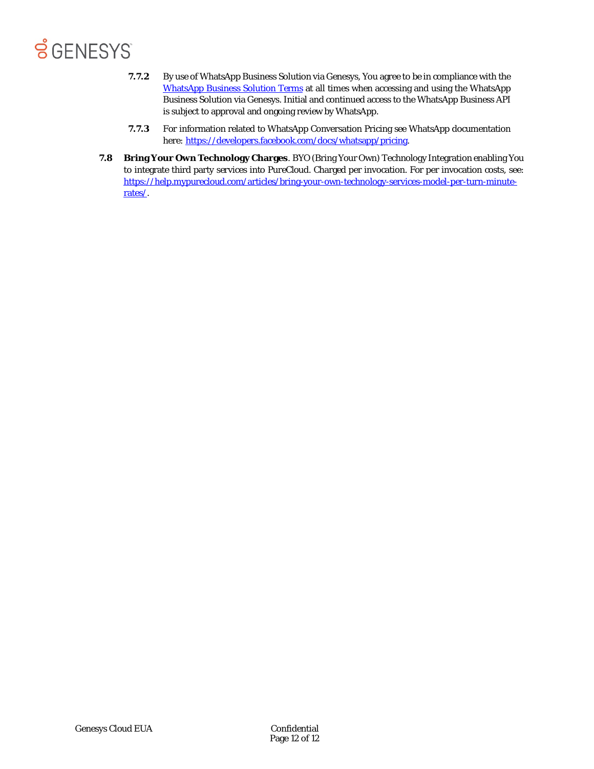**7.7.2** By use of WhatsApp Business Solution via Genesys, You agree to be in compliance with the [WhatsApp Business Solution Terms](WhatsApp Business Solution Terms) at all times when accessing and using the WhatsApp Business Solution via Genesys. Initial and continued access to the WhatsApp Business API is subject to approval and ongoing review by WhatsApp.

**7.7.3** For information related to WhatsApp Conversation Pricing see WhatsApp documentation here: [https://developers.facebook.com/docs/whatsapp/pricing](https://developers.facebook.com/docs/whatsapp/pricing).

**7.8 Bring Your Own Technology Charges**. BYO (Bring Your Own) Technology Integration enabling You to integrate third party services into PureCloud. Charged per invocation. For per invocation costs, see: [https://help.mypurecloud.com/articles/bring-your-own-technology-services-model-per-turn-minute-rates/](https://help.mypurecloud.com/articles/bring-your-own-technology-services-model-per-turn-minute-rates/).